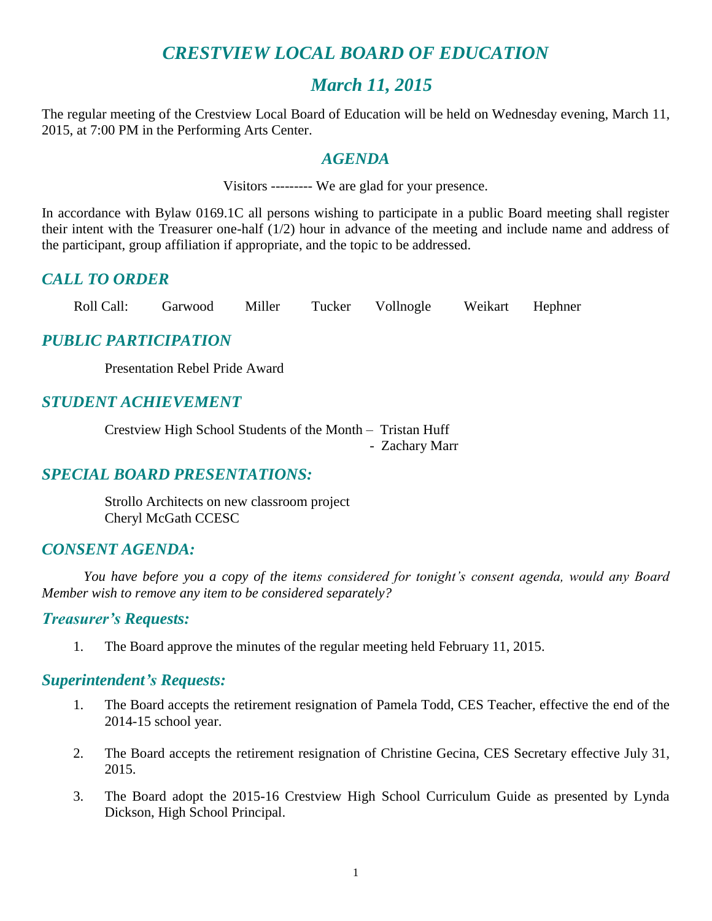# CRESTVIEW LOCAL BOARD OF EDUCATION

## March 11, 2015

The regular meeting of the Crestview Local Board of Education will be held on Wednesday evening, March 11, 2015, at 7:00 PM in the Performing Arts Center.

## AGENDA

Visitors --------- We are glad for your presence.

In accordance with Bylaw 0169.1C all persons wishing to participate in a public Board meeting shall register their intent with the Treasurer one-half (1/2) hour in advance of the meeting and include name and address of the participant, group affiliation if appropriate, and the topic to be addressed.

## CALL TO ORDER

Roll Call: Garwood Miller Tucker Vollnogle Weikart Hephner

## PUBLIC PARTICIPATION

Presentation Rebel Pride Award

## STUDENT ACHIEVEMENT

Crestview High School Students of the Month – Tristan Huff
- Zachary Marr

## SPECIAL BOARD PRESENTATIONS:

Strollo Architects on new classroom project
Cheryl McGath CCESC

## CONSENT AGENDA:

*You have before you a copy of the items considered for tonight's consent agenda, would any Board Member wish to remove any item to be considered separately?*

### Treasurer's Requests:

1. The Board approve the minutes of the regular meeting held February 11, 2015.

### Superintendent's Requests:

1. The Board accepts the retirement resignation of Pamela Todd, CES Teacher, effective the end of the 2014-15 school year.

2. The Board accepts the retirement resignation of Christine Gecina, CES Secretary effective July 31, 2015.

3. The Board adopt the 2015-16 Crestview High School Curriculum Guide as presented by Lynda Dickson, High School Principal.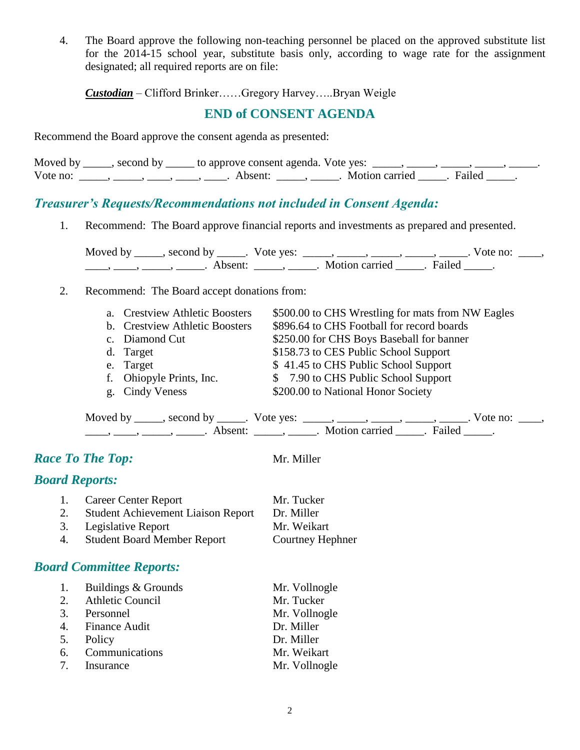4. The Board approve the following non-teaching personnel be placed on the approved substitute list for the 2014-15 school year, substitute basis only, according to wage rate for the assignment designated; all required reports are on file:

   ***Custodian*** – Clifford Brinker……Gregory Harvey…..Bryan Weigle

## END of CONSENT AGENDA

Recommend the Board approve the consent agenda as presented:

Moved by _____, second by _____ to approve consent agenda. Vote yes: _____, _____, _____, _____, _____. Vote no: _____, _____, ____, ____, ____. Absent: _____, _____. Motion carried _____. Failed _____.

### *Treasurer's Requests/Recommendations not included in Consent Agenda:*

1. Recommend: The Board approve financial reports and investments as prepared and presented.

   Moved by _____, second by _____. Vote yes: _____, _____, _____, _____, _____. Vote no: ____, ____, ____, _____, _____. Absent: _____, _____. Motion carried _____. Failed _____.

2. Recommend: The Board accept donations from:

   a. Crestview Athletic Boosters — $500.00 to CHS Wrestling for mats from NW Eagles
   b. Crestview Athletic Boosters — $896.64 to CHS Football for record boards
   c. Diamond Cut — $250.00 for CHS Boys Baseball for banner
   d. Target — $158.73 to CES Public School Support
   e. Target — $ 41.45 to CHS Public School Support
   f. Ohiopyle Prints, Inc. — $ 7.90 to CHS Public School Support
   g. Cindy Veness — $200.00 to National Honor Society

   Moved by _____, second by _____. Vote yes: _____, _____, _____, _____, _____. Vote no: ____, ____, ____, _____, _____. Absent: _____, _____. Motion carried _____. Failed _____.

### *Race To The Top:* Mr. Miller

### *Board Reports:*

1. Career Center Report — Mr. Tucker
2. Student Achievement Liaison Report — Dr. Miller
3. Legislative Report — Mr. Weikart
4. Student Board Member Report — Courtney Hephner

### *Board Committee Reports:*

1. Buildings & Grounds — Mr. Vollnogle
2. Athletic Council — Mr. Tucker
3. Personnel — Mr. Vollnogle
4. Finance Audit — Dr. Miller
5. Policy — Dr. Miller
6. Communications — Mr. Weikart
7. Insurance — Mr. Vollnogle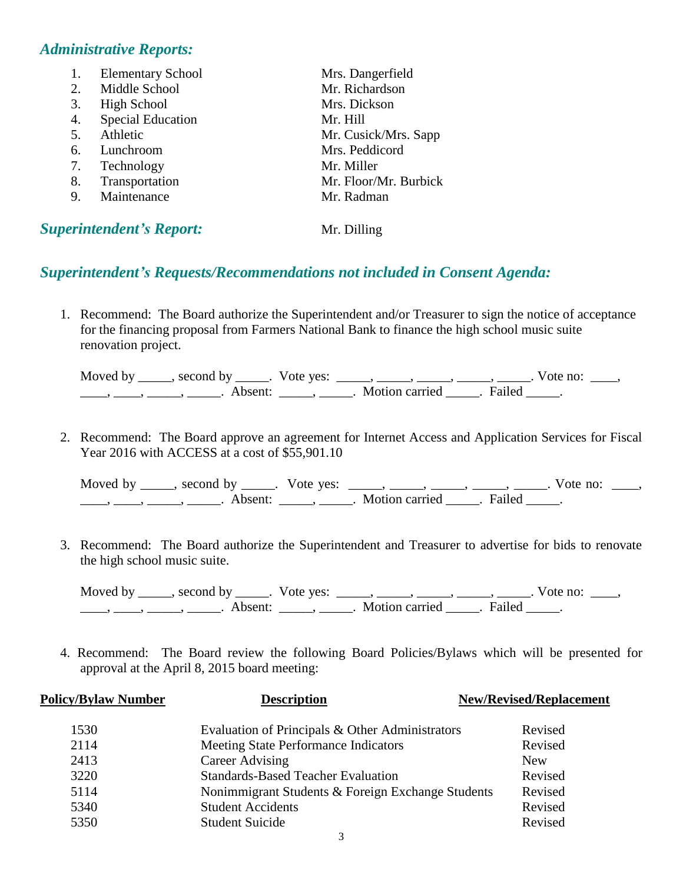## *Administrative Reports:*

| | | |
|---|---|---|
| 1. | Elementary School | Mrs. Dangerfield |
| 2. | Middle School | Mr. Richardson |
| 3. | High School | Mrs. Dickson |
| 4. | Special Education | Mr. Hill |
| 5. | Athletic | Mr. Cusick/Mrs. Sapp |
| 6. | Lunchroom | Mrs. Peddicord |
| 7. | Technology | Mr. Miller |
| 8. | Transportation | Mr. Floor/Mr. Burbick |
| 9. | Maintenance | Mr. Radman |

## *Superintendent's Report:* Mr. Dilling

## *Superintendent's Requests/Recommendations not included in Consent Agenda:*

1. Recommend: The Board authorize the Superintendent and/or Treasurer to sign the notice of acceptance for the financing proposal from Farmers National Bank to finance the high school music suite renovation project.

   Moved by _____, second by _____. Vote yes: _____, _____, _____, _____, _____. Vote no: ____, ____, ____, _____, _____. Absent: _____, _____. Motion carried _____. Failed _____.

2. Recommend: The Board approve an agreement for Internet Access and Application Services for Fiscal Year 2016 with ACCESS at a cost of $55,901.10

   Moved by _____, second by _____. Vote yes: _____, _____, _____, _____, _____. Vote no: ____, ____, ____, _____, _____. Absent: _____, _____. Motion carried _____. Failed _____.

3. Recommend: The Board authorize the Superintendent and Treasurer to advertise for bids to renovate the high school music suite.

   Moved by _____, second by _____. Vote yes: _____, _____, _____, _____, _____. Vote no: ____, ____, ____, _____, _____. Absent: _____, _____. Motion carried _____. Failed _____.

4. Recommend: The Board review the following Board Policies/Bylaws which will be presented for approval at the April 8, 2015 board meeting:

| Policy/Bylaw Number | Description | New/Revised/Replacement |
|---|---|---|
| 1530 | Evaluation of Principals & Other Administrators | Revised |
| 2114 | Meeting State Performance Indicators | Revised |
| 2413 | Career Advising | New |
| 3220 | Standards-Based Teacher Evaluation | Revised |
| 5114 | Nonimmigrant Students & Foreign Exchange Students | Revised |
| 5340 | Student Accidents | Revised |
| 5350 | Student Suicide | Revised |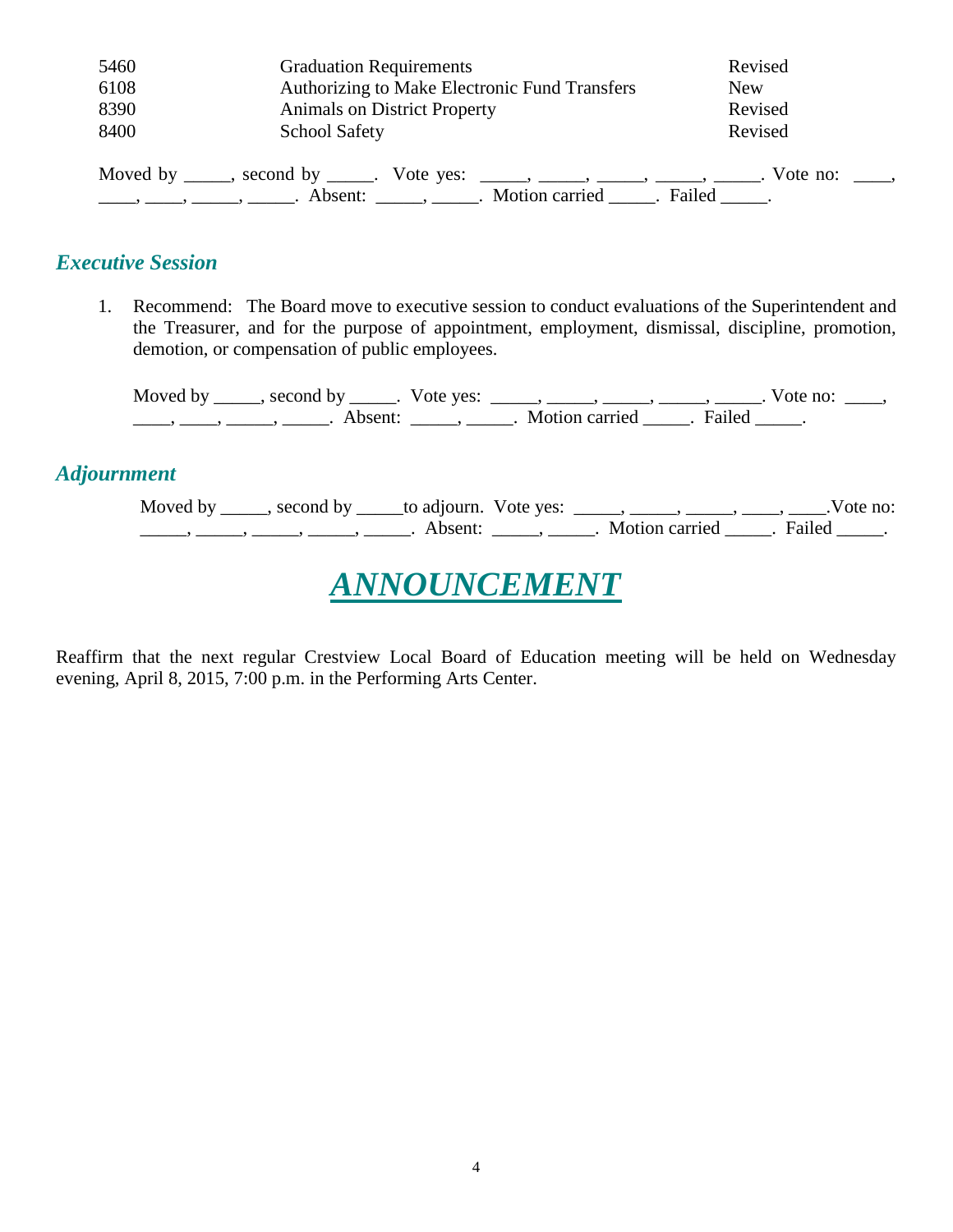| | | |
|---|---|---|
| 5460 | Graduation Requirements | Revised |
| 6108 | Authorizing to Make Electronic Fund Transfers | New |
| 8390 | Animals on District Property | Revised |
| 8400 | School Safety | Revised |

Moved by _____, second by _____. Vote yes: _____, _____, _____, _____, _____. Vote no: ____, ____, ____, _____, _____. Absent: _____, _____. Motion carried _____. Failed _____.

## *Executive Session*

1. Recommend: The Board move to executive session to conduct evaluations of the Superintendent and the Treasurer, and for the purpose of appointment, employment, dismissal, discipline, promotion, demotion, or compensation of public employees.

   Moved by _____, second by _____. Vote yes: _____, _____, _____, _____, _____. Vote no: ____, ____, ____, _____, _____. Absent: _____, _____. Motion carried _____. Failed _____.

## *Adjournment*

Moved by _____, second by _____to adjourn. Vote yes: _____, _____, _____, ____, ____.Vote no: _____, _____, _____, _____, _____. Absent: _____, _____. Motion carried _____. Failed _____.

# ***ANNOUNCEMENT***

Reaffirm that the next regular Crestview Local Board of Education meeting will be held on Wednesday evening, April 8, 2015, 7:00 p.m. in the Performing Arts Center.